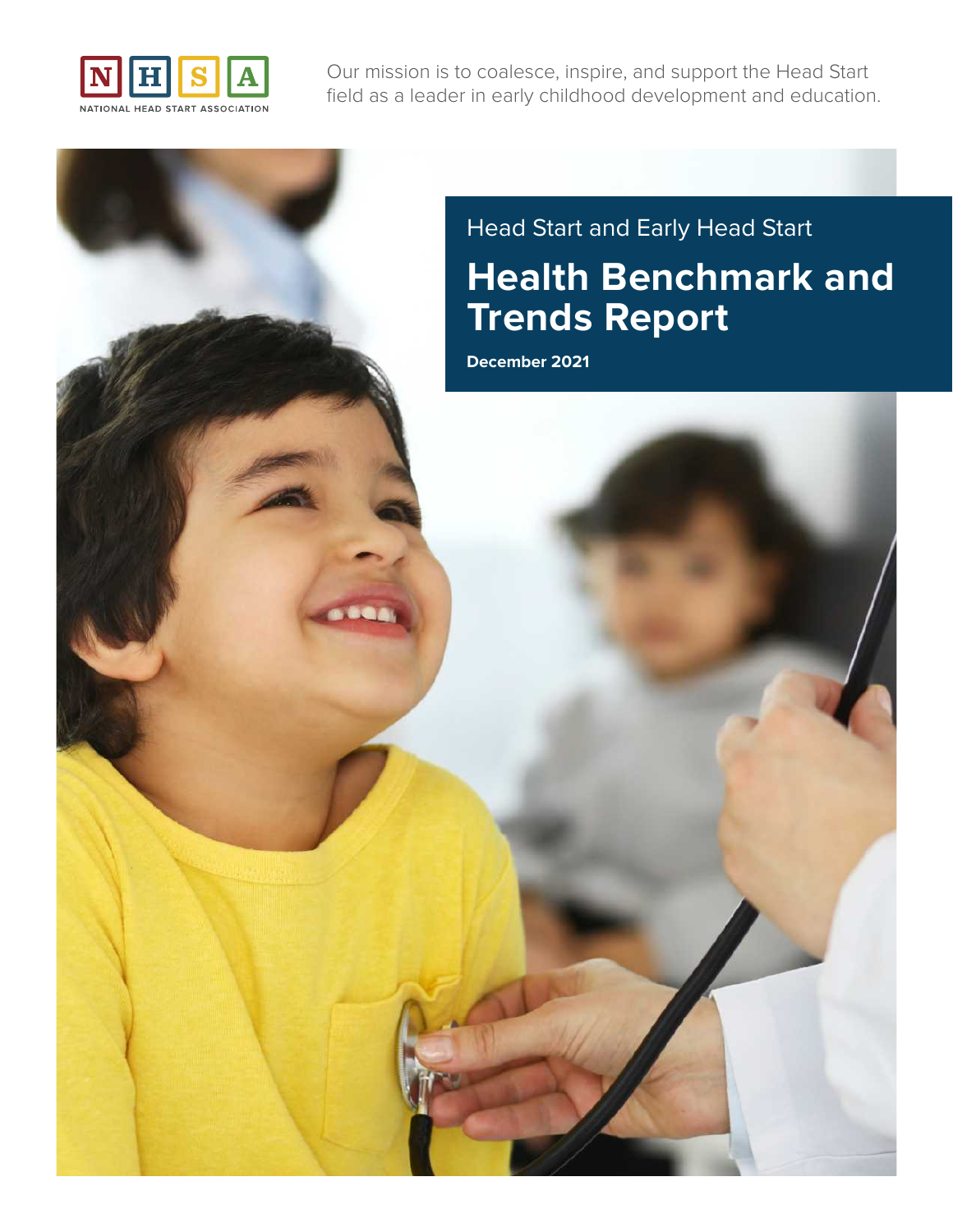NATIONAL HEAD START ASSOCIATION

Our mission is to coalesce, inspire, and support the Head Start field as a leader in early childhood development and education.

Head Start and Early Head Start

# Health Benchmark and Trends Report

**December 2021**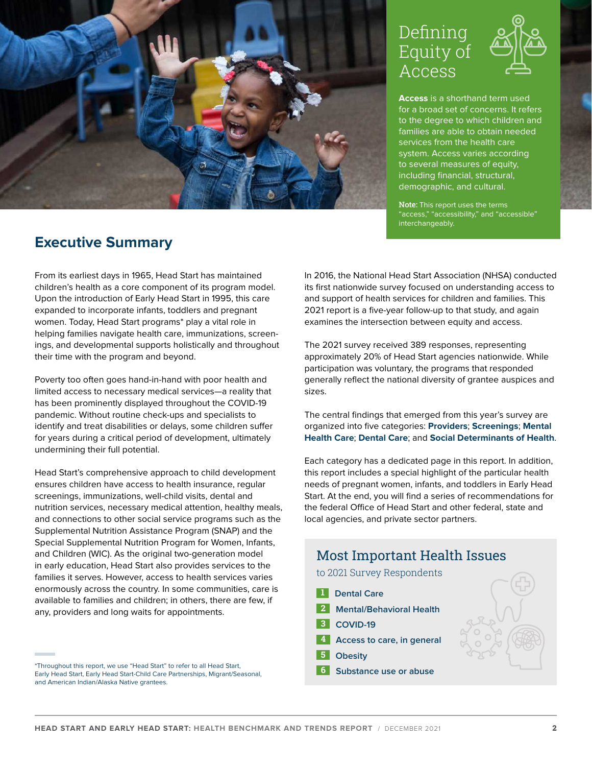## Defining Equity of Access

**Access** is a shorthand term used for a broad set of concerns. It refers to the degree to which children and families are able to obtain needed services from the health care system. Access varies according to several measures of equity, including financial, structural, demographic, and cultural.

**Note:** This report uses the terms "access," "accessibility," and "accessible" interchangeably.

## Executive Summary

From its earliest days in 1965, Head Start has maintained children's health as a core component of its program model. Upon the introduction of Early Head Start in 1995, this care expanded to incorporate infants, toddlers and pregnant women. Today, Head Start programs* play a vital role in helping families navigate health care, immunizations, screenings, and developmental supports holistically and throughout their time with the program and beyond.

Poverty too often goes hand-in-hand with poor health and limited access to necessary medical services—a reality that has been prominently displayed throughout the COVID-19 pandemic. Without routine check-ups and specialists to identify and treat disabilities or delays, some children suffer for years during a critical period of development, ultimately undermining their full potential.

Head Start's comprehensive approach to child development ensures children have access to health insurance, regular screenings, immunizations, well-child visits, dental and nutrition services, necessary medical attention, healthy meals, and connections to other social service programs such as the Supplemental Nutrition Assistance Program (SNAP) and the Special Supplemental Nutrition Program for Women, Infants, and Children (WIC). As the original two-generation model in early education, Head Start also provides services to the families it serves. However, access to health services varies enormously across the country. In some communities, care is available to families and children; in others, there are few, if any, providers and long waits for appointments.

In 2016, the National Head Start Association (NHSA) conducted its first nationwide survey focused on understanding access to and support of health services for children and families. This 2021 report is a five-year follow-up to that study, and again examines the intersection between equity and access.

The 2021 survey received 389 responses, representing approximately 20% of Head Start agencies nationwide. While participation was voluntary, the programs that responded generally reflect the national diversity of grantee auspices and sizes.

The central findings that emerged from this year's survey are organized into five categories: **Providers**; **Screenings**; **Mental Health Care**; **Dental Care**; and **Social Determinants of Health**.

Each category has a dedicated page in this report. In addition, this report includes a special highlight of the particular health needs of pregnant women, infants, and toddlers in Early Head Start. At the end, you will find a series of recommendations for the federal Office of Head Start and other federal, state and local agencies, and private sector partners.

### Most Important Health Issues

to 2021 Survey Respondents

1. Dental Care
2. Mental/Behavioral Health
3. COVID-19
4. Access to care, in general
5. Obesity
6. Substance use or abuse

*Throughout this report, we use "Head Start" to refer to all Head Start, Early Head Start, Early Head Start-Child Care Partnerships, Migrant/Seasonal, and American Indian/Alaska Native grantees.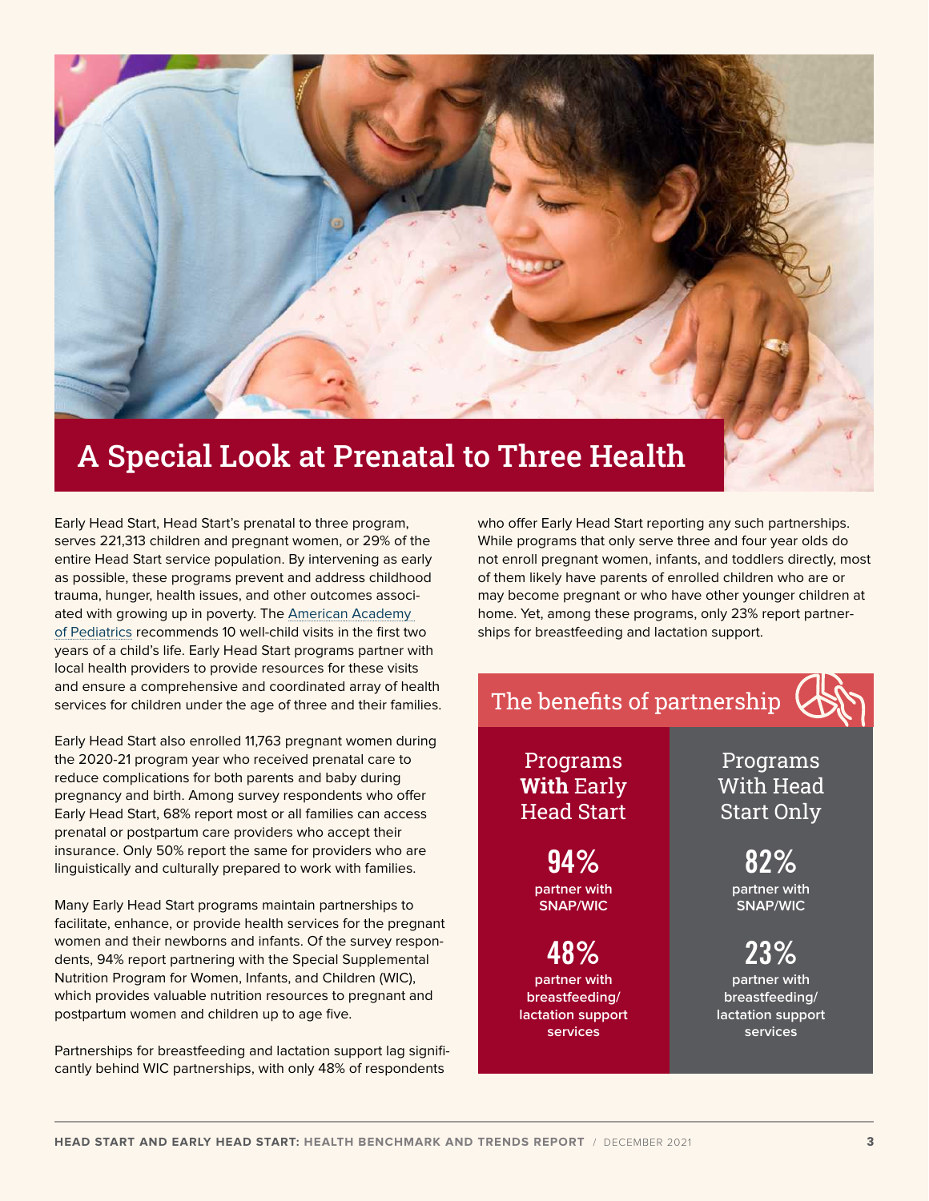# A Special Look at Prenatal to Three Health

Early Head Start, Head Start's prenatal to three program, serves 221,313 children and pregnant women, or 29% of the entire Head Start service population. By intervening as early as possible, these programs prevent and address childhood trauma, hunger, health issues, and other outcomes associated with growing up in poverty. The American Academy of Pediatrics recommends 10 well-child visits in the first two years of a child's life. Early Head Start programs partner with local health providers to provide resources for these visits and ensure a comprehensive and coordinated array of health services for children under the age of three and their families.

Early Head Start also enrolled 11,763 pregnant women during the 2020-21 program year who received prenatal care to reduce complications for both parents and baby during pregnancy and birth. Among survey respondents who offer Early Head Start, 68% report most or all families can access prenatal or postpartum care providers who accept their insurance. Only 50% report the same for providers who are linguistically and culturally prepared to work with families.

Many Early Head Start programs maintain partnerships to facilitate, enhance, or provide health services for the pregnant women and their newborns and infants. Of the survey respondents, 94% report partnering with the Special Supplemental Nutrition Program for Women, Infants, and Children (WIC), which provides valuable nutrition resources to pregnant and postpartum women and children up to age five.

Partnerships for breastfeeding and lactation support lag significantly behind WIC partnerships, with only 48% of respondents who offer Early Head Start reporting any such partnerships. While programs that only serve three and four year olds do not enroll pregnant women, infants, and toddlers directly, most of them likely have parents of enrolled children who are or may become pregnant or who have other younger children at home. Yet, among these programs, only 23% report partnerships for breastfeeding and lactation support.

## The benefits of partnership

| Programs **With** Early Head Start | Programs With Head Start Only |
| --- | --- |
| **94%** partner with SNAP/WIC | **82%** partner with SNAP/WIC |
| **48%** partner with breastfeeding/ lactation support services | **23%** partner with breastfeeding/ lactation support services |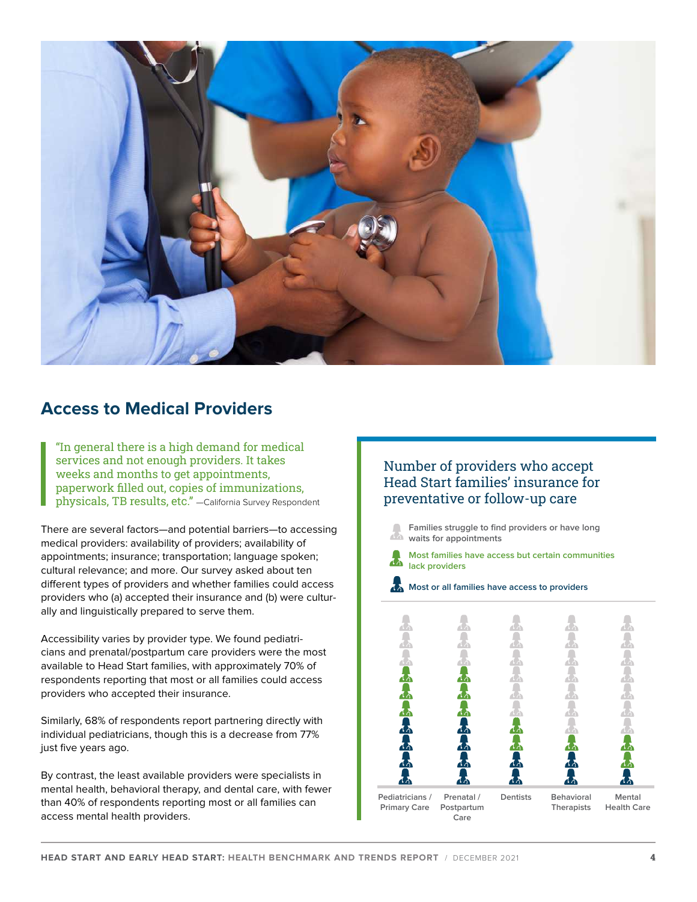## Access to Medical Providers

> "In general there is a high demand for medical services and not enough providers. It takes weeks and months to get appointments, paperwork filled out, copies of immunizations, physicals, TB results, etc." —California Survey Respondent

There are several factors—and potential barriers—to accessing medical providers: availability of providers; availability of appointments; insurance; transportation; language spoken; cultural relevance; and more. Our survey asked about ten different types of providers and whether families could access providers who (a) accepted their insurance and (b) were culturally and linguistically prepared to serve them.

Accessibility varies by provider type. We found pediatricians and prenatal/postpartum care providers were the most available to Head Start families, with approximately 70% of respondents reporting that most or all families could access providers who accepted their insurance.

Similarly, 68% of respondents report partnering directly with individual pediatricians, though this is a decrease from 77% just five years ago.

By contrast, the least available providers were specialists in mental health, behavioral therapy, and dental care, with fewer than 40% of respondents reporting most or all families can access mental health providers.

### Number of providers who accept Head Start families' insurance for preventative or follow-up care

Families struggle to find providers or have long waits for appointments

Most families have access but certain communities lack providers

Most or all families have access to providers

Pediatricians / Primary Care

Prenatal / Postpartum Care

Dentists

Behavioral Therapists

Mental Health Care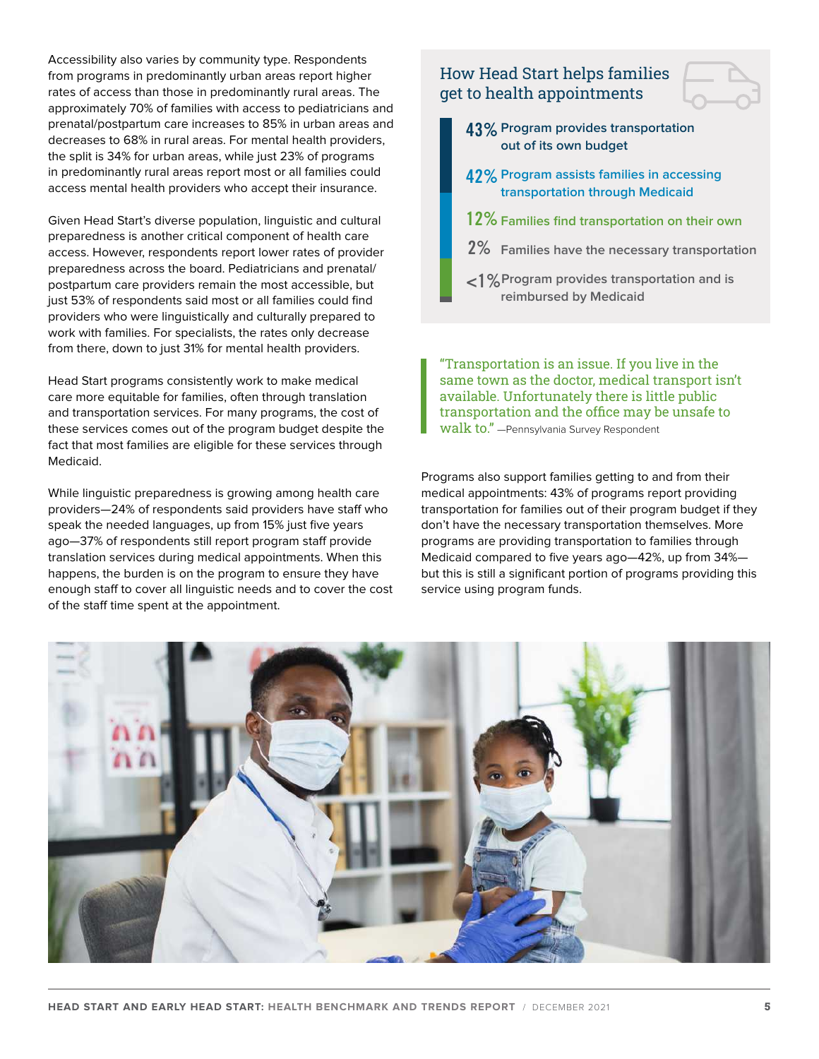Accessibility also varies by community type. Respondents from programs in predominantly urban areas report higher rates of access than those in predominantly rural areas. The approximately 70% of families with access to pediatricians and prenatal/postpartum care increases to 85% in urban areas and decreases to 68% in rural areas. For mental health providers, the split is 34% for urban areas, while just 23% of programs in predominantly rural areas report most or all families could access mental health providers who accept their insurance.

Given Head Start's diverse population, linguistic and cultural preparedness is another critical component of health care access. However, respondents report lower rates of provider preparedness across the board. Pediatricians and prenatal/postpartum care providers remain the most accessible, but just 53% of respondents said most or all families could find providers who were linguistically and culturally prepared to work with families. For specialists, the rates only decrease from there, down to just 31% for mental health providers.

Head Start programs consistently work to make medical care more equitable for families, often through translation and transportation services. For many programs, the cost of these services comes out of the program budget despite the fact that most families are eligible for these services through Medicaid.

While linguistic preparedness is growing among health care providers—24% of respondents said providers have staff who speak the needed languages, up from 15% just five years ago—37% of respondents still report program staff provide translation services during medical appointments. When this happens, the burden is on the program to ensure they have enough staff to cover all linguistic needs and to cover the cost of the staff time spent at the appointment.

## How Head Start helps families get to health appointments

43% Program provides transportation out of its own budget

42% Program assists families in accessing transportation through Medicaid

12% Families find transportation on their own

2% Families have the necessary transportation

<1% Program provides transportation and is reimbursed by Medicaid

> "Transportation is an issue. If you live in the same town as the doctor, medical transport isn't available. Unfortunately there is little public transportation and the office may be unsafe to walk to." —Pennsylvania Survey Respondent

Programs also support families getting to and from their medical appointments: 43% of programs report providing transportation for families out of their program budget if they don't have the necessary transportation themselves. More programs are providing transportation to families through Medicaid compared to five years ago—42%, up from 34%—but this is still a significant portion of programs providing this service using program funds.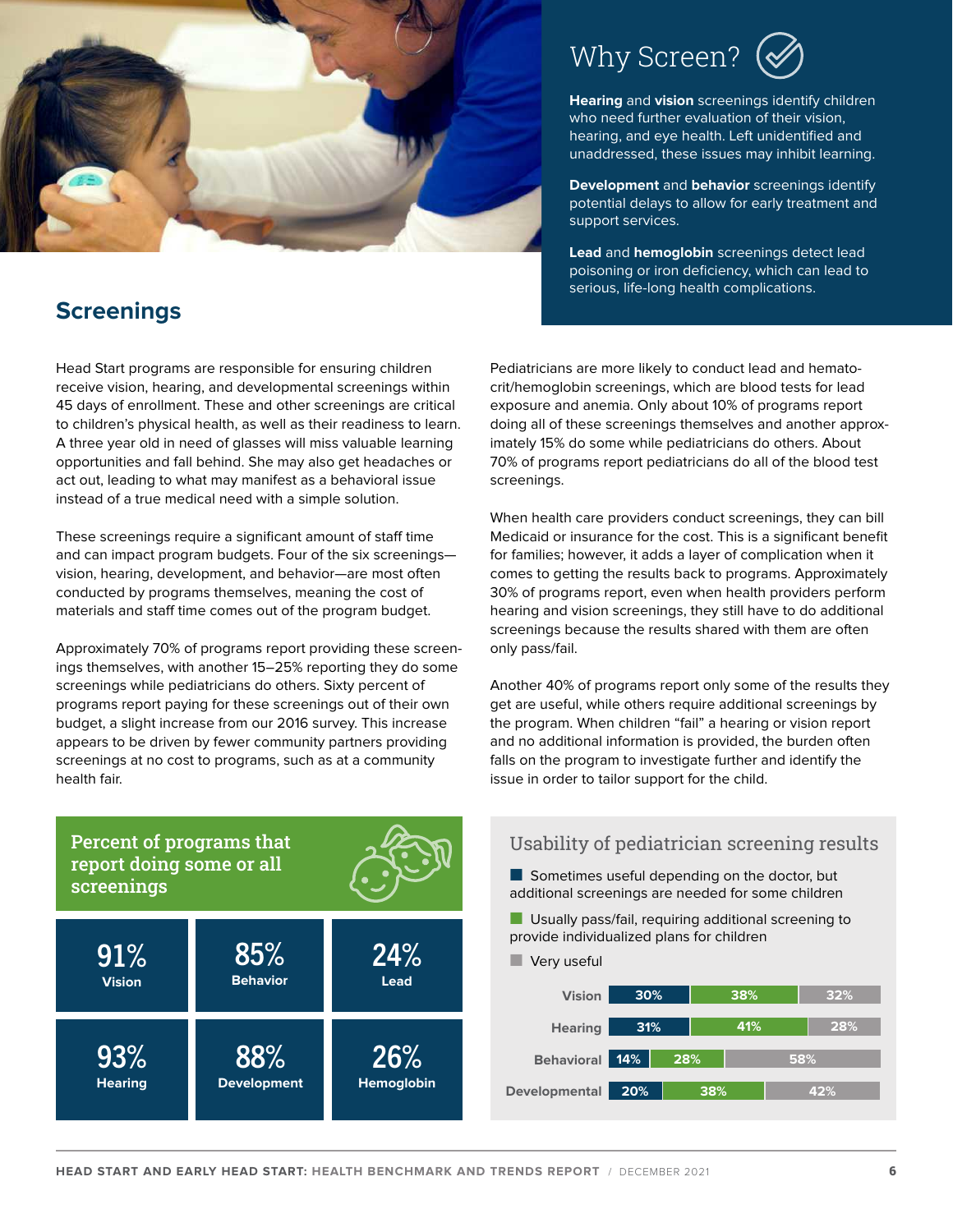## Why Screen?

**Hearing** and **vision** screenings identify children who need further evaluation of their vision, hearing, and eye health. Left unidentified and unaddressed, these issues may inhibit learning.

**Development** and **behavior** screenings identify potential delays to allow for early treatment and support services.

**Lead** and **hemoglobin** screenings detect lead poisoning or iron deficiency, which can lead to serious, life-long health complications.

## Screenings

Head Start programs are responsible for ensuring children receive vision, hearing, and developmental screenings within 45 days of enrollment. These and other screenings are critical to children's physical health, as well as their readiness to learn. A three year old in need of glasses will miss valuable learning opportunities and fall behind. She may also get headaches or act out, leading to what may manifest as a behavioral issue instead of a true medical need with a simple solution.

These screenings require a significant amount of staff time and can impact program budgets. Four of the six screenings—vision, hearing, development, and behavior—are most often conducted by programs themselves, meaning the cost of materials and staff time comes out of the program budget.

Approximately 70% of programs report providing these screenings themselves, with another 15–25% reporting they do some screenings while pediatricians do others. Sixty percent of programs report paying for these screenings out of their own budget, a slight increase from our 2016 survey. This increase appears to be driven by fewer community partners providing screenings at no cost to programs, such as at a community health fair.

Pediatricians are more likely to conduct lead and hematocrit/hemoglobin screenings, which are blood tests for lead exposure and anemia. Only about 10% of programs report doing all of these screenings themselves and another approximately 15% do some while pediatricians do others. About 70% of programs report pediatricians do all of the blood test screenings.

When health care providers conduct screenings, they can bill Medicaid or insurance for the cost. This is a significant benefit for families; however, it adds a layer of complication when it comes to getting the results back to programs. Approximately 30% of programs report, even when health providers perform hearing and vision screenings, they still have to do additional screenings because the results shared with them are often only pass/fail.

Another 40% of programs report only some of the results they get are useful, while others require additional screenings by the program. When children "fail" a hearing or vision report and no additional information is provided, the burden often falls on the program to investigate further and identify the issue in order to tailor support for the child.

### Percent of programs that report doing some or all screenings

91% Vision
85% Behavior
24% Lead
93% Hearing
88% Development
26% Hemoglobin

### Usability of pediatrician screening results

- Sometimes useful depending on the doctor, but additional screenings are needed for some children
- Usually pass/fail, requiring additional screening to provide individualized plans for children
- Very useful

Vision 30% 38% 32%
Hearing 31% 41% 28%
Behavioral 14% 28% 58%
Developmental 20% 38% 42%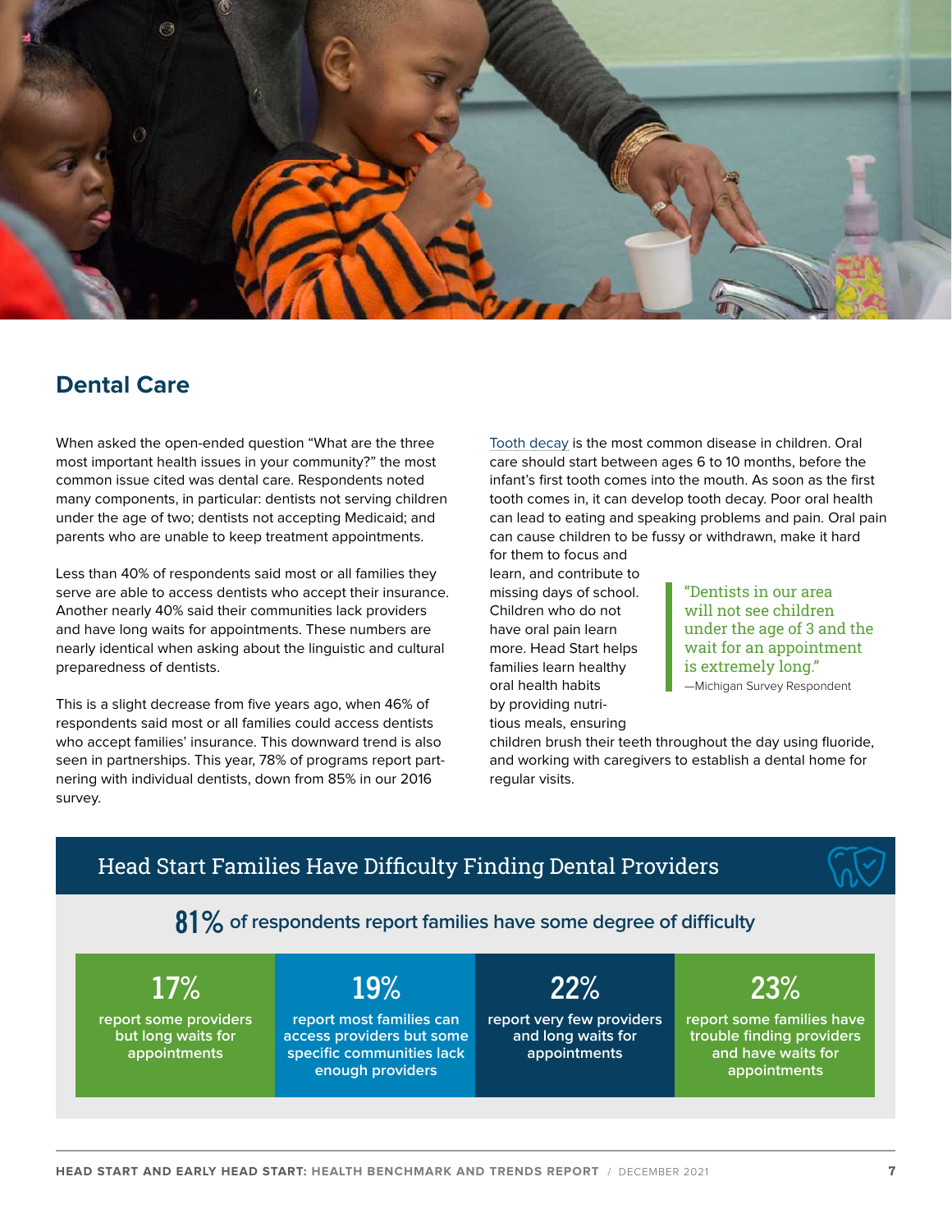## Dental Care

When asked the open-ended question "What are the three most important health issues in your community?" the most common issue cited was dental care. Respondents noted many components, in particular: dentists not serving children under the age of two; dentists not accepting Medicaid; and parents who are unable to keep treatment appointments.

Less than 40% of respondents said most or all families they serve are able to access dentists who accept their insurance. Another nearly 40% said their communities lack providers and have long waits for appointments. These numbers are nearly identical when asking about the linguistic and cultural preparedness of dentists.

This is a slight decrease from five years ago, when 46% of respondents said most or all families could access dentists who accept families' insurance. This downward trend is also seen in partnerships. This year, 78% of programs report partnering with individual dentists, down from 85% in our 2016 survey.

Tooth decay is the most common disease in children. Oral care should start between ages 6 to 10 months, before the infant's first tooth comes into the mouth. As soon as the first tooth comes in, it can develop tooth decay. Poor oral health can lead to eating and speaking problems and pain. Oral pain can cause children to be fussy or withdrawn, make it hard for them to focus and learn, and contribute to missing days of school. Children who do not have oral pain learn more. Head Start helps families learn healthy oral health habits by providing nutritious meals, ensuring children brush their teeth throughout the day using fluoride, and working with caregivers to establish a dental home for regular visits.

> "Dentists in our area will not see children under the age of 3 and the wait for an appointment is extremely long."
> —Michigan Survey Respondent

### Head Start Families Have Difficulty Finding Dental Providers

**81%** of respondents report families have some degree of difficulty

| 17% | 19% | 22% | 23% |
|---|---|---|---|
| report some providers but long waits for appointments | report most families can access providers but some specific communities lack enough providers | report very few providers and long waits for appointments | report some families have trouble finding providers and have waits for appointments |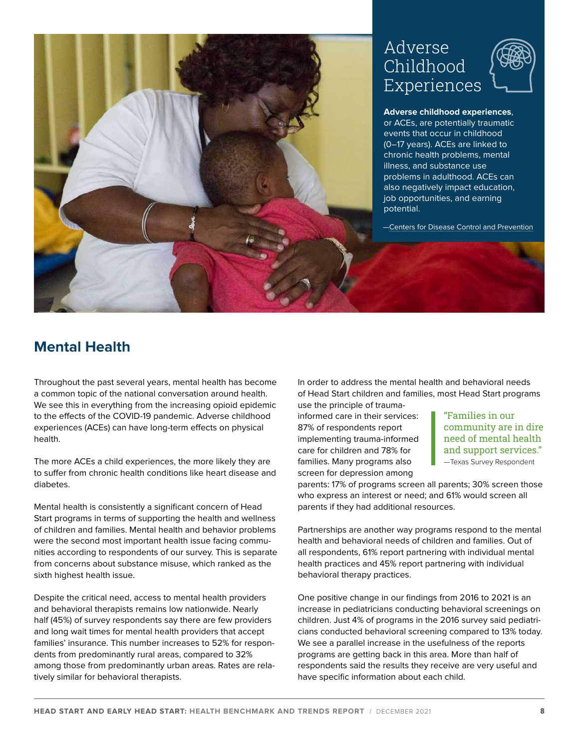## Adverse Childhood Experiences

**Adverse childhood experiences**, or ACEs, are potentially traumatic events that occur in childhood (0–17 years). ACEs are linked to chronic health problems, mental illness, and substance use problems in adulthood. ACEs can also negatively impact education, job opportunities, and earning potential.

—Centers for Disease Control and Prevention

## Mental Health

Throughout the past several years, mental health has become a common topic of the national conversation around health. We see this in everything from the increasing opioid epidemic to the effects of the COVID-19 pandemic. Adverse childhood experiences (ACEs) can have long-term effects on physical health.

The more ACEs a child experiences, the more likely they are to suffer from chronic health conditions like heart disease and diabetes.

Mental health is consistently a significant concern of Head Start programs in terms of supporting the health and wellness of children and families. Mental health and behavior problems were the second most important health issue facing communities according to respondents of our survey. This is separate from concerns about substance misuse, which ranked as the sixth highest health issue.

Despite the critical need, access to mental health providers and behavioral therapists remains low nationwide. Nearly half (45%) of survey respondents say there are few providers and long wait times for mental health providers that accept families' insurance. This number increases to 52% for respondents from predominantly rural areas, compared to 32% among those from predominantly urban areas. Rates are relatively similar for behavioral therapists.

In order to address the mental health and behavioral needs of Head Start children and families, most Head Start programs use the principle of trauma-informed care in their services: 87% of respondents report implementing trauma-informed care for children and 78% for families. Many programs also screen for depression among parents: 17% of programs screen all parents; 30% screen those who express an interest or need; and 61% would screen all parents if they had additional resources.

> "Families in our community are in dire need of mental health and support services."
> —Texas Survey Respondent

Partnerships are another way programs respond to the mental health and behavioral needs of children and families. Out of all respondents, 61% report partnering with individual mental health practices and 45% report partnering with individual behavioral therapy practices.

One positive change in our findings from 2016 to 2021 is an increase in pediatricians conducting behavioral screenings on children. Just 4% of programs in the 2016 survey said pediatricians conducted behavioral screening compared to 13% today. We see a parallel increase in the usefulness of the reports programs are getting back in this area. More than half of respondents said the results they receive are very useful and have specific information about each child.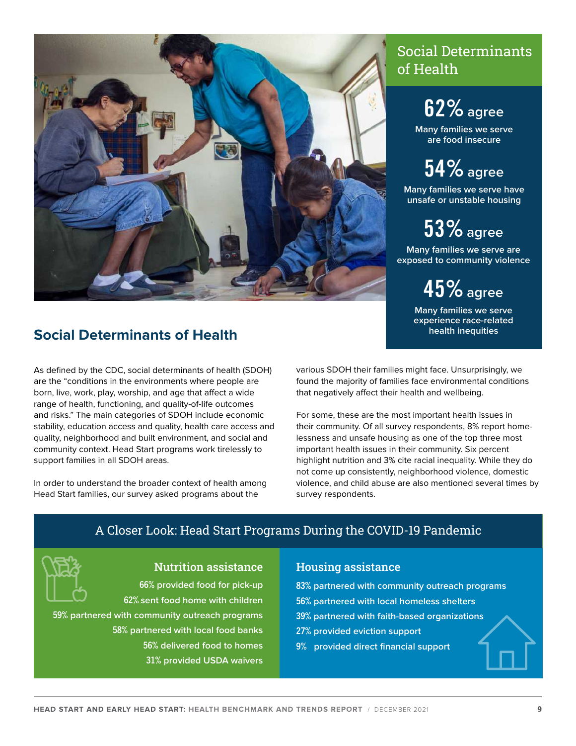## Social Determinants of Health

**62%** agree

Many families we serve are food insecure

**54%** agree

Many families we serve have unsafe or unstable housing

**53%** agree

Many families we serve are exposed to community violence

**45%** agree

Many families we serve experience race-related health inequities

## Social Determinants of Health

As defined by the CDC, social determinants of health (SDOH) are the "conditions in the environments where people are born, live, work, play, worship, and age that affect a wide range of health, functioning, and quality-of-life outcomes and risks." The main categories of SDOH include economic stability, education access and quality, health care access and quality, neighborhood and built environment, and social and community context. Head Start programs work tirelessly to support families in all SDOH areas.

In order to understand the broader context of health among Head Start families, our survey asked programs about the various SDOH their families might face. Unsurprisingly, we found the majority of families face environmental conditions that negatively affect their health and wellbeing.

For some, these are the most important health issues in their community. Of all survey respondents, 8% report homelessness and unsafe housing as one of the top three most important health issues in their community. Six percent highlight nutrition and 3% cite racial inequality. While they do not come up consistently, neighborhood violence, domestic violence, and child abuse are also mentioned several times by survey respondents.

### A Closer Look: Head Start Programs During the COVID-19 Pandemic

#### Nutrition assistance

- 66% provided food for pick-up
- 62% sent food home with children
- 59% partnered with community outreach programs
- 58% partnered with local food banks
- 56% delivered food to homes
- 31% provided USDA waivers

#### Housing assistance

- 83% partnered with community outreach programs
- 56% partnered with local homeless shelters
- 39% partnered with faith-based organizations
- 27% provided eviction support
- 9% provided direct financial support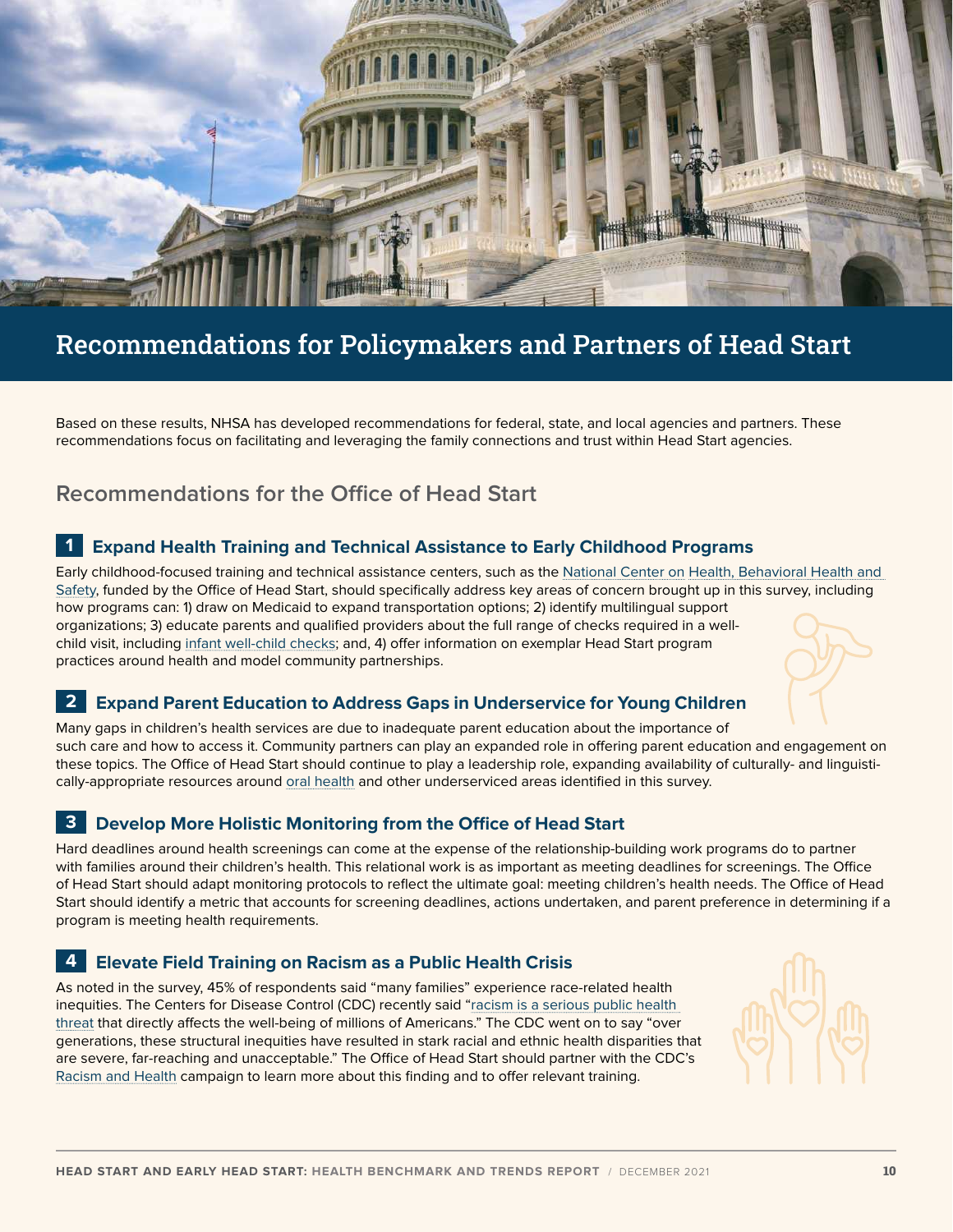# Recommendations for Policymakers and Partners of Head Start

Based on these results, NHSA has developed recommendations for federal, state, and local agencies and partners. These recommendations focus on facilitating and leveraging the family connections and trust within Head Start agencies.

## Recommendations for the Office of Head Start

### 1 Expand Health Training and Technical Assistance to Early Childhood Programs

Early childhood-focused training and technical assistance centers, such as the National Center on Health, Behavioral Health and Safety, funded by the Office of Head Start, should specifically address key areas of concern brought up in this survey, including how programs can: 1) draw on Medicaid to expand transportation options; 2) identify multilingual support organizations; 3) educate parents and qualified providers about the full range of checks required in a well-child visit, including infant well-child checks; and, 4) offer information on exemplar Head Start program practices around health and model community partnerships.

### 2 Expand Parent Education to Address Gaps in Underservice for Young Children

Many gaps in children's health services are due to inadequate parent education about the importance of such care and how to access it. Community partners can play an expanded role in offering parent education and engagement on these topics. The Office of Head Start should continue to play a leadership role, expanding availability of culturally- and linguistically-appropriate resources around oral health and other underserviced areas identified in this survey.

### 3 Develop More Holistic Monitoring from the Office of Head Start

Hard deadlines around health screenings can come at the expense of the relationship-building work programs do to partner with families around their children's health. This relational work is as important as meeting deadlines for screenings. The Office of Head Start should adapt monitoring protocols to reflect the ultimate goal: meeting children's health needs. The Office of Head Start should identify a metric that accounts for screening deadlines, actions undertaken, and parent preference in determining if a program is meeting health requirements.

### 4 Elevate Field Training on Racism as a Public Health Crisis

As noted in the survey, 45% of respondents said "many families" experience race-related health inequities. The Centers for Disease Control (CDC) recently said "racism is a serious public health threat that directly affects the well-being of millions of Americans." The CDC went on to say "over generations, these structural inequities have resulted in stark racial and ethnic health disparities that are severe, far-reaching and unacceptable." The Office of Head Start should partner with the CDC's Racism and Health campaign to learn more about this finding and to offer relevant training.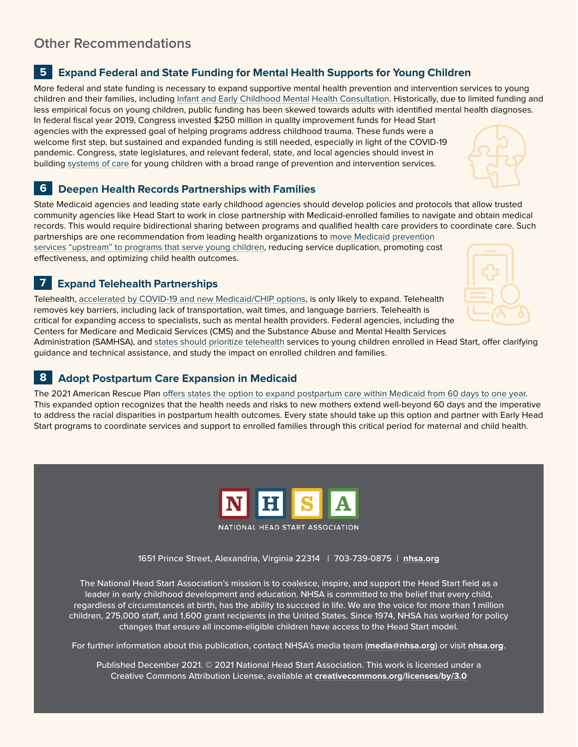## Other Recommendations

### 5 Expand Federal and State Funding for Mental Health Supports for Young Children

More federal and state funding is necessary to expand supportive mental health prevention and intervention services to young children and their families, including Infant and Early Childhood Mental Health Consultation. Historically, due to limited funding and less empirical focus on young children, public funding has been skewed towards adults with identified mental health diagnoses. In federal fiscal year 2019, Congress invested $250 million in quality improvement funds for Head Start agencies with the expressed goal of helping programs address childhood trauma. These funds were a welcome first step, but sustained and expanded funding is still needed, especially in light of the COVID-19 pandemic. Congress, state legislatures, and relevant federal, state, and local agencies should invest in building systems of care for young children with a broad range of prevention and intervention services.

### 6 Deepen Health Records Partnerships with Families

State Medicaid agencies and leading state early childhood agencies should develop policies and protocols that allow trusted community agencies like Head Start to work in close partnership with Medicaid-enrolled families to navigate and obtain medical records. This would require bidirectional sharing between programs and qualified health care providers to coordinate care. Such partnerships are one recommendation from leading health organizations to move Medicaid prevention services "upstream" to programs that serve young children, reducing service duplication, promoting cost effectiveness, and optimizing child health outcomes.

### 7 Expand Telehealth Partnerships

Telehealth, accelerated by COVID-19 and new Medicaid/CHIP options, is only likely to expand. Telehealth removes key barriers, including lack of transportation, wait times, and language barriers. Telehealth is critical for expanding access to specialists, such as mental health providers. Federal agencies, including the Centers for Medicare and Medicaid Services (CMS) and the Substance Abuse and Mental Health Services Administration (SAMHSA), and states should prioritize telehealth services to young children enrolled in Head Start, offer clarifying guidance and technical assistance, and study the impact on enrolled children and families.

### 8 Adopt Postpartum Care Expansion in Medicaid

The 2021 American Rescue Plan offers states the option to expand postpartum care within Medicaid from 60 days to one year. This expanded option recognizes that the health needs and risks to new mothers extend well-beyond 60 days and the imperative to address the racial disparities in postpartum health outcomes. Every state should take up this option and partner with Early Head Start programs to coordinate services and support to enrolled families through this critical period for maternal and child health.

NHSA

NATIONAL HEAD START ASSOCIATION

1651 Prince Street, Alexandria, Virginia 22314 | 703-739-0875 | **nhsa.org**

The National Head Start Association's mission is to coalesce, inspire, and support the Head Start field as a leader in early childhood development and education. NHSA is committed to the belief that every child, regardless of circumstances at birth, has the ability to succeed in life. We are the voice for more than 1 million children, 275,000 staff, and 1,600 grant recipients in the United States. Since 1974, NHSA has worked for policy changes that ensure all income-eligible children have access to the Head Start model.

For further information about this publication, contact NHSA's media team (**media@nhsa.org**) or visit **nhsa.org**.

Published December 2021. © 2021 National Head Start Association. This work is licensed under a Creative Commons Attribution License, available at **creativecommons.org/licenses/by/3.0**